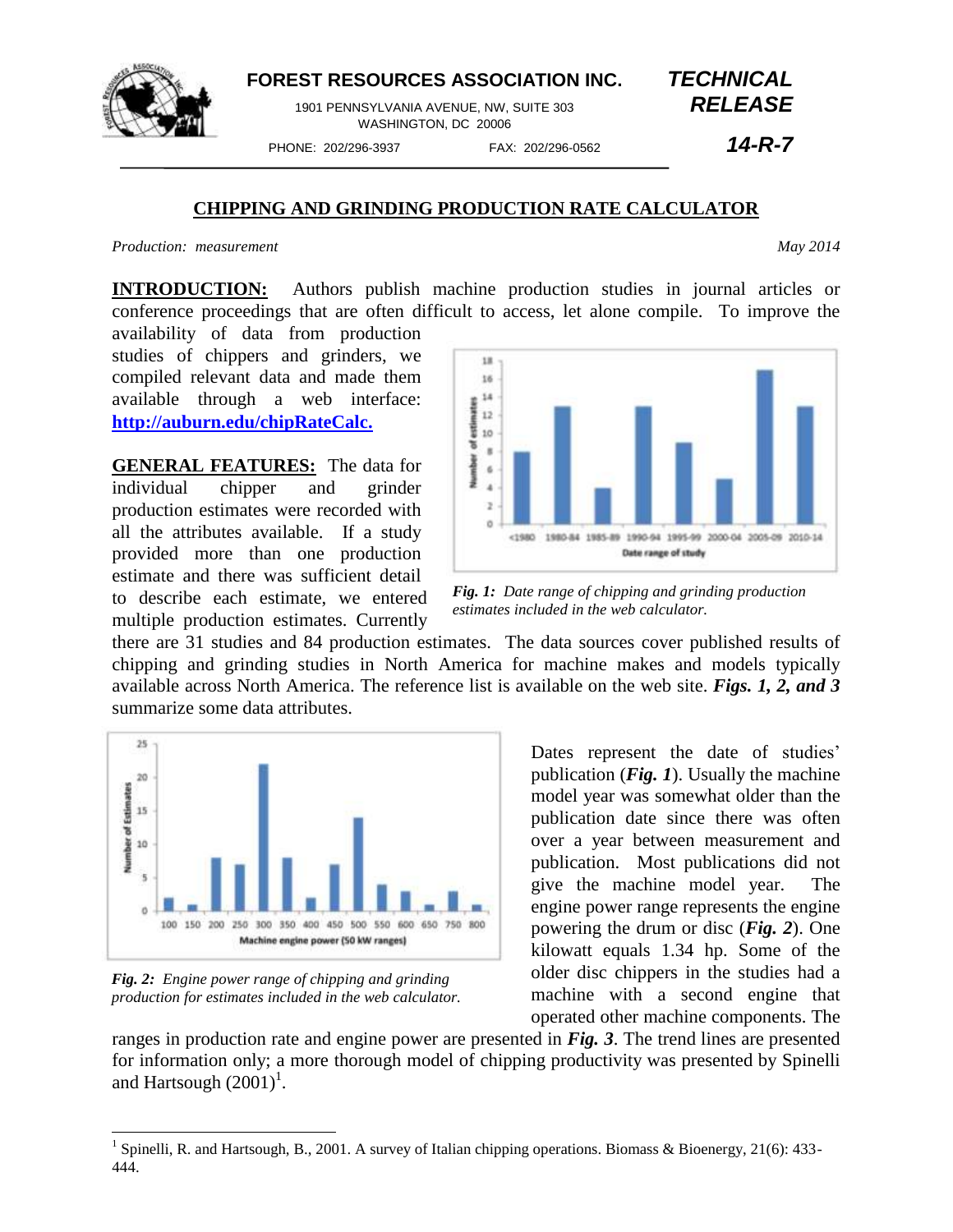**FOREST RESOURCES ASSOCIATION INC.**

1901 PENNSYLVANIA AVENUE, NW, SUITE 303
WASHINGTON, DC 20006

PHONE: 202/296-3937 FAX: 202/296-0562

***TECHNICAL RELEASE***

***14-R-7***

# CHIPPING AND GRINDING PRODUCTION RATE CALCULATOR

*Production: measurement* *May 2014*

**INTRODUCTION:** Authors publish machine production studies in journal articles or conference proceedings that are often difficult to access, let alone compile. To improve the availability of data from production studies of chippers and grinders, we compiled relevant data and made them available through a web interface: **http://auburn.edu/chipRateCalc.**

**GENERAL FEATURES:** The data for individual chipper and grinder production estimates were recorded with all the attributes available. If a study provided more than one production estimate and there was sufficient detail to describe each estimate, we entered multiple production estimates. Currently there are 31 studies and 84 production estimates. The data sources cover published results of chipping and grinding studies in North America for machine makes and models typically available across North America. The reference list is available on the web site. ***Figs. 1, 2, and 3*** summarize some data attributes.

***Fig. 1:*** *Date range of chipping and grinding production estimates included in the web calculator.*

***Fig. 2:*** *Engine power range of chipping and grinding production for estimates included in the web calculator.*

Dates represent the date of studies' publication (***Fig. 1***). Usually the machine model year was somewhat older than the publication date since there was often over a year between measurement and publication. Most publications did not give the machine model year. The engine power range represents the engine powering the drum or disc (***Fig. 2***). One kilowatt equals 1.34 hp. Some of the older disc chippers in the studies had a machine with a second engine that operated other machine components. The ranges in production rate and engine power are presented in ***Fig. 3***. The trend lines are presented for information only; a more thorough model of chipping productivity was presented by Spinelli and Hartsough (2001)[1].

[1] Spinelli, R. and Hartsough, B., 2001. A survey of Italian chipping operations. Biomass & Bioenergy, 21(6): 433-444.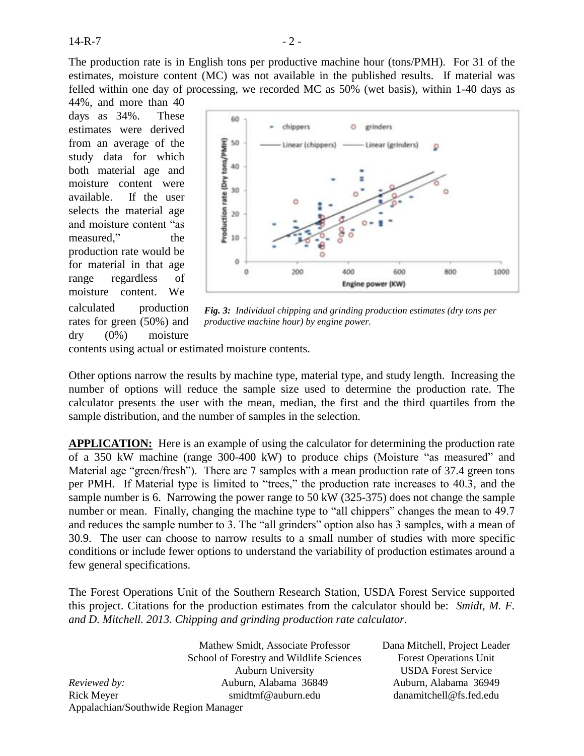The production rate is in English tons per productive machine hour (tons/PMH). For 31 of the estimates, moisture content (MC) was not available in the published results. If material was felled within one day of processing, we recorded MC as 50% (wet basis), within 1-40 days as 44%, and more than 40 days as 34%. These estimates were derived from an average of the study data for which both material age and moisture content were available. If the user selects the material age and moisture content "as measured," the production rate would be for material in that age range regardless of moisture content. We calculated production rates for green (50%) and dry (0%) moisture contents using actual or estimated moisture contents.

60
50
40
30
20
10
0
Production rate (Dry tons/PMH)
0
200
400
600
800
1000
Engine power (KW)
chippers
grinders
Linear (chippers)
Linear (grinders)

***Fig. 3:** Individual chipping and grinding production estimates (dry tons per productive machine hour) by engine power.*

Other options narrow the results by machine type, material type, and study length. Increasing the number of options will reduce the sample size used to determine the production rate. The calculator presents the user with the mean, median, the first and the third quartiles from the sample distribution, and the number of samples in the selection.

**APPLICATION:** Here is an example of using the calculator for determining the production rate of a 350 kW machine (range 300-400 kW) to produce chips (Moisture "as measured" and Material age "green/fresh"). There are 7 samples with a mean production rate of 37.4 green tons per PMH. If Material type is limited to "trees," the production rate increases to 40.3, and the sample number is 6. Narrowing the power range to 50 kW (325-375) does not change the sample number or mean. Finally, changing the machine type to "all chippers" changes the mean to 49.7 and reduces the sample number to 3. The "all grinders" option also has 3 samples, with a mean of 30.9. The user can choose to narrow results to a small number of studies with more specific conditions or include fewer options to understand the variability of production estimates around a few general specifications.

The Forest Operations Unit of the Southern Research Station, USDA Forest Service supported this project. Citations for the production estimates from the calculator should be: *Smidt, M. F. and D. Mitchell. 2013. Chipping and grinding production rate calculator.*

Mathew Smidt, Associate Professor
School of Forestry and Wildlife Sciences
Auburn University
Auburn, Alabama 36849
smidtmf@auburn.edu

Dana Mitchell, Project Leader
Forest Operations Unit
USDA Forest Service
Auburn, Alabama 36949
danamitchell@fs.fed.edu

*Reviewed by:*
Rick Meyer
Appalachian/Southwide Region Manager